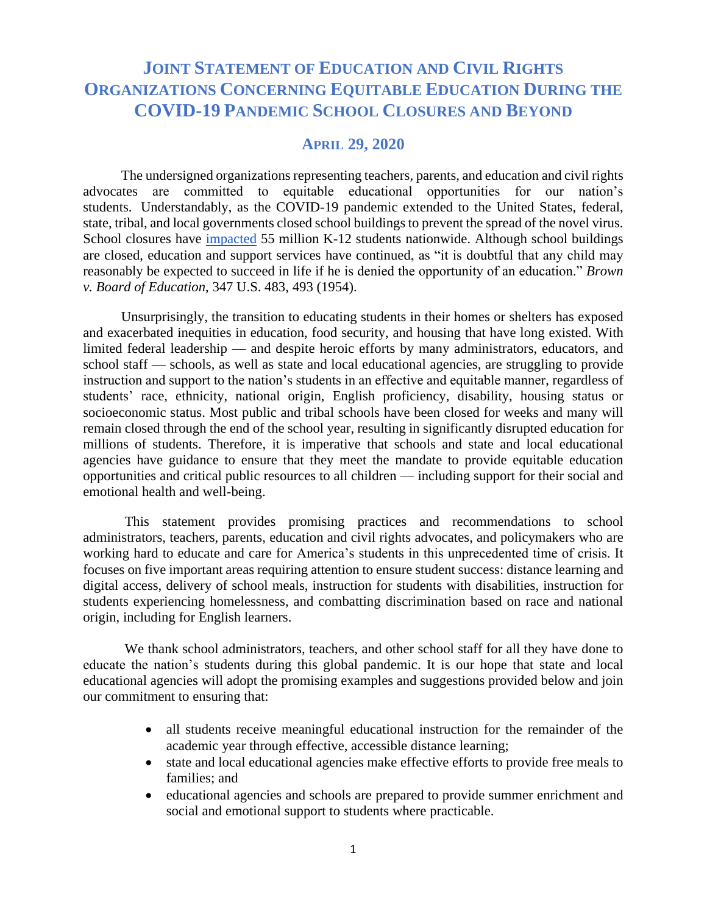# JOINT STATEMENT OF EDUCATION AND CIVIL RIGHTS ORGANIZATIONS CONCERNING EQUITABLE EDUCATION DURING THE COVID-19 PANDEMIC SCHOOL CLOSURES AND BEYOND

## APRIL 29, 2020

The undersigned organizations representing teachers, parents, and education and civil rights advocates are committed to equitable educational opportunities for our nation's students. Understandably, as the COVID-19 pandemic extended to the United States, federal, state, tribal, and local governments closed school buildings to prevent the spread of the novel virus. School closures have impacted 55 million K-12 students nationwide. Although school buildings are closed, education and support services have continued, as "it is doubtful that any child may reasonably be expected to succeed in life if he is denied the opportunity of an education." *Brown v. Board of Education*, 347 U.S. 483, 493 (1954).

Unsurprisingly, the transition to educating students in their homes or shelters has exposed and exacerbated inequities in education, food security, and housing that have long existed. With limited federal leadership — and despite heroic efforts by many administrators, educators, and school staff — schools, as well as state and local educational agencies, are struggling to provide instruction and support to the nation's students in an effective and equitable manner, regardless of students' race, ethnicity, national origin, English proficiency, disability, housing status or socioeconomic status. Most public and tribal schools have been closed for weeks and many will remain closed through the end of the school year, resulting in significantly disrupted education for millions of students. Therefore, it is imperative that schools and state and local educational agencies have guidance to ensure that they meet the mandate to provide equitable education opportunities and critical public resources to all children — including support for their social and emotional health and well-being.

This statement provides promising practices and recommendations to school administrators, teachers, parents, education and civil rights advocates, and policymakers who are working hard to educate and care for America's students in this unprecedented time of crisis. It focuses on five important areas requiring attention to ensure student success: distance learning and digital access, delivery of school meals, instruction for students with disabilities, instruction for students experiencing homelessness, and combatting discrimination based on race and national origin, including for English learners.

We thank school administrators, teachers, and other school staff for all they have done to educate the nation's students during this global pandemic. It is our hope that state and local educational agencies will adopt the promising examples and suggestions provided below and join our commitment to ensuring that:

- all students receive meaningful educational instruction for the remainder of the academic year through effective, accessible distance learning;
- state and local educational agencies make effective efforts to provide free meals to families; and
- educational agencies and schools are prepared to provide summer enrichment and social and emotional support to students where practicable.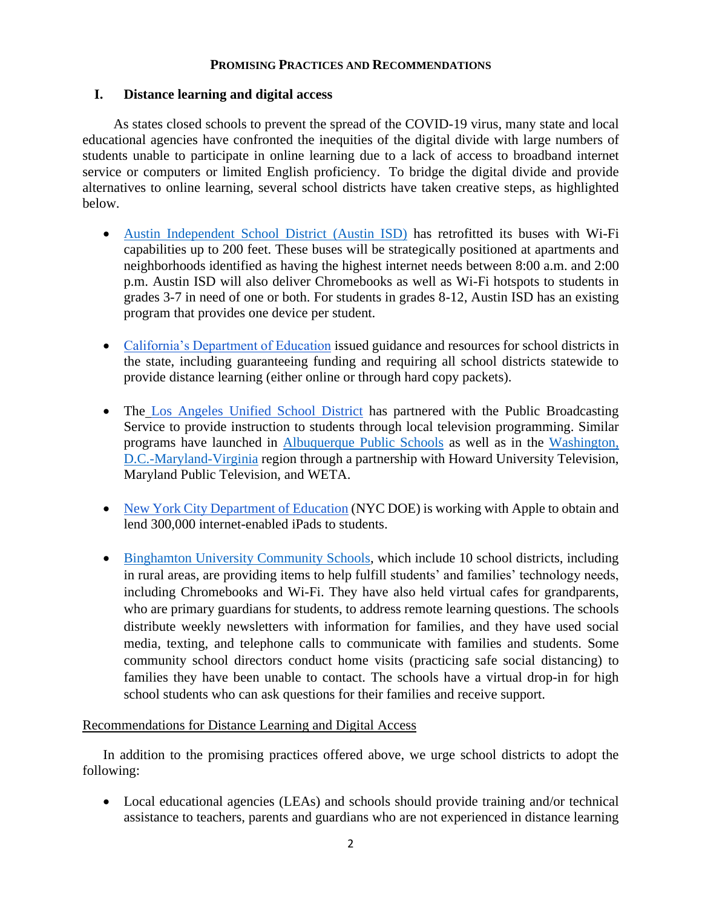## PROMISING PRACTICES AND RECOMMENDATIONS

### I. Distance learning and digital access

As states closed schools to prevent the spread of the COVID-19 virus, many state and local educational agencies have confronted the inequities of the digital divide with large numbers of students unable to participate in online learning due to a lack of access to broadband internet service or computers or limited English proficiency. To bridge the digital divide and provide alternatives to online learning, several school districts have taken creative steps, as highlighted below.

- Austin Independent School District (Austin ISD) has retrofitted its buses with Wi-Fi capabilities up to 200 feet. These buses will be strategically positioned at apartments and neighborhoods identified as having the highest internet needs between 8:00 a.m. and 2:00 p.m. Austin ISD will also deliver Chromebooks as well as Wi-Fi hotspots to students in grades 3-7 in need of one or both. For students in grades 8-12, Austin ISD has an existing program that provides one device per student.

- California's Department of Education issued guidance and resources for school districts in the state, including guaranteeing funding and requiring all school districts statewide to provide distance learning (either online or through hard copy packets).

- The Los Angeles Unified School District has partnered with the Public Broadcasting Service to provide instruction to students through local television programming. Similar programs have launched in Albuquerque Public Schools as well as in the Washington, D.C.-Maryland-Virginia region through a partnership with Howard University Television, Maryland Public Television, and WETA.

- New York City Department of Education (NYC DOE) is working with Apple to obtain and lend 300,000 internet-enabled iPads to students.

- Binghamton University Community Schools, which include 10 school districts, including in rural areas, are providing items to help fulfill students' and families' technology needs, including Chromebooks and Wi-Fi. They have also held virtual cafes for grandparents, who are primary guardians for students, to address remote learning questions. The schools distribute weekly newsletters with information for families, and they have used social media, texting, and telephone calls to communicate with families and students. Some community school directors conduct home visits (practicing safe social distancing) to families they have been unable to contact. The schools have a virtual drop-in for high school students who can ask questions for their families and receive support.

<u>Recommendations for Distance Learning and Digital Access</u>

In addition to the promising practices offered above, we urge school districts to adopt the following:

- Local educational agencies (LEAs) and schools should provide training and/or technical assistance to teachers, parents and guardians who are not experienced in distance learning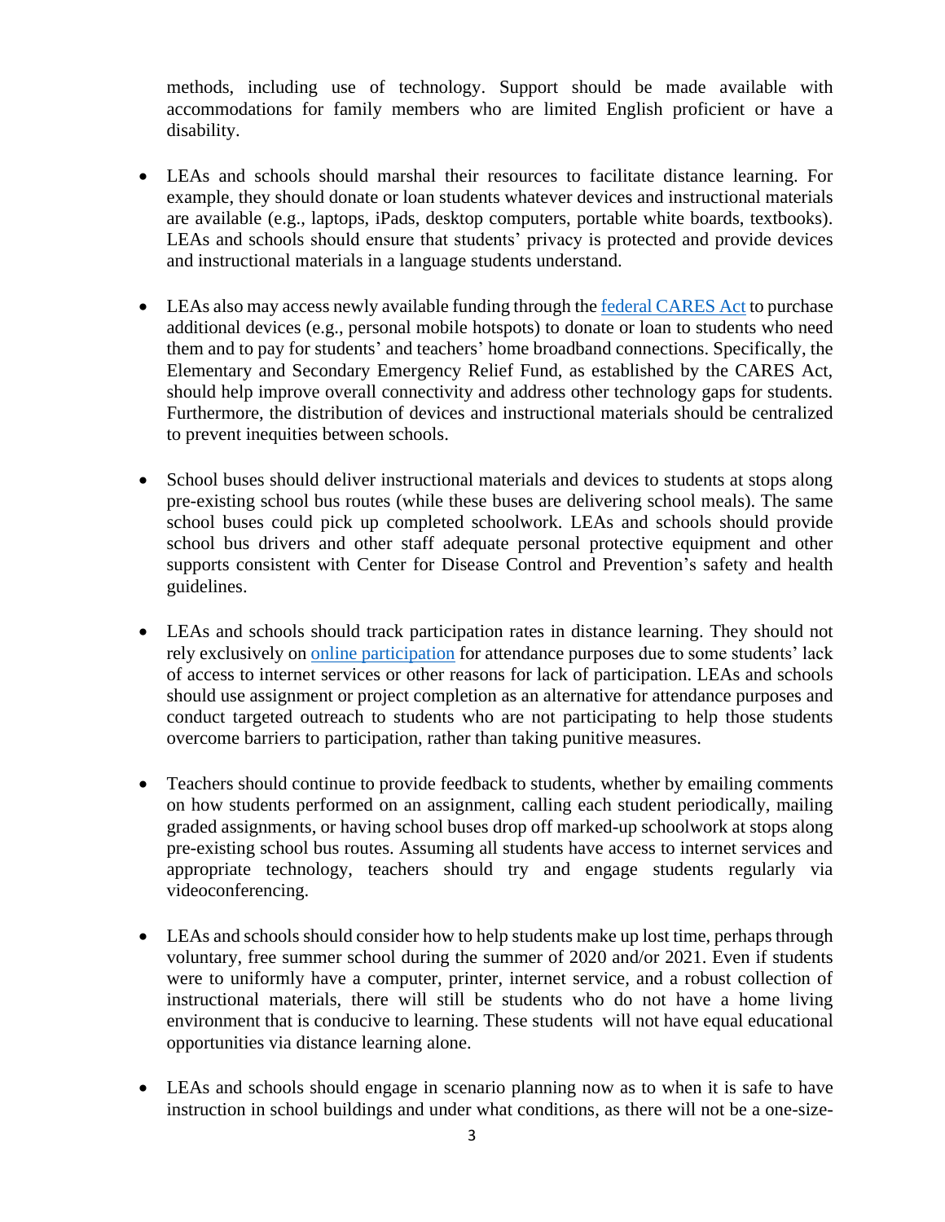methods, including use of technology. Support should be made available with accommodations for family members who are limited English proficient or have a disability.

- LEAs and schools should marshal their resources to facilitate distance learning. For example, they should donate or loan students whatever devices and instructional materials are available (e.g., laptops, iPads, desktop computers, portable white boards, textbooks). LEAs and schools should ensure that students' privacy is protected and provide devices and instructional materials in a language students understand.

- LEAs also may access newly available funding through the federal CARES Act to purchase additional devices (e.g., personal mobile hotspots) to donate or loan to students who need them and to pay for students' and teachers' home broadband connections. Specifically, the Elementary and Secondary Emergency Relief Fund, as established by the CARES Act, should help improve overall connectivity and address other technology gaps for students. Furthermore, the distribution of devices and instructional materials should be centralized to prevent inequities between schools.

- School buses should deliver instructional materials and devices to students at stops along pre-existing school bus routes (while these buses are delivering school meals). The same school buses could pick up completed schoolwork. LEAs and schools should provide school bus drivers and other staff adequate personal protective equipment and other supports consistent with Center for Disease Control and Prevention's safety and health guidelines.

- LEAs and schools should track participation rates in distance learning. They should not rely exclusively on online participation for attendance purposes due to some students' lack of access to internet services or other reasons for lack of participation. LEAs and schools should use assignment or project completion as an alternative for attendance purposes and conduct targeted outreach to students who are not participating to help those students overcome barriers to participation, rather than taking punitive measures.

- Teachers should continue to provide feedback to students, whether by emailing comments on how students performed on an assignment, calling each student periodically, mailing graded assignments, or having school buses drop off marked-up schoolwork at stops along pre-existing school bus routes. Assuming all students have access to internet services and appropriate technology, teachers should try and engage students regularly via videoconferencing.

- LEAs and schools should consider how to help students make up lost time, perhaps through voluntary, free summer school during the summer of 2020 and/or 2021. Even if students were to uniformly have a computer, printer, internet service, and a robust collection of instructional materials, there will still be students who do not have a home living environment that is conducive to learning. These students will not have equal educational opportunities via distance learning alone.

- LEAs and schools should engage in scenario planning now as to when it is safe to have instruction in school buildings and under what conditions, as there will not be a one-size-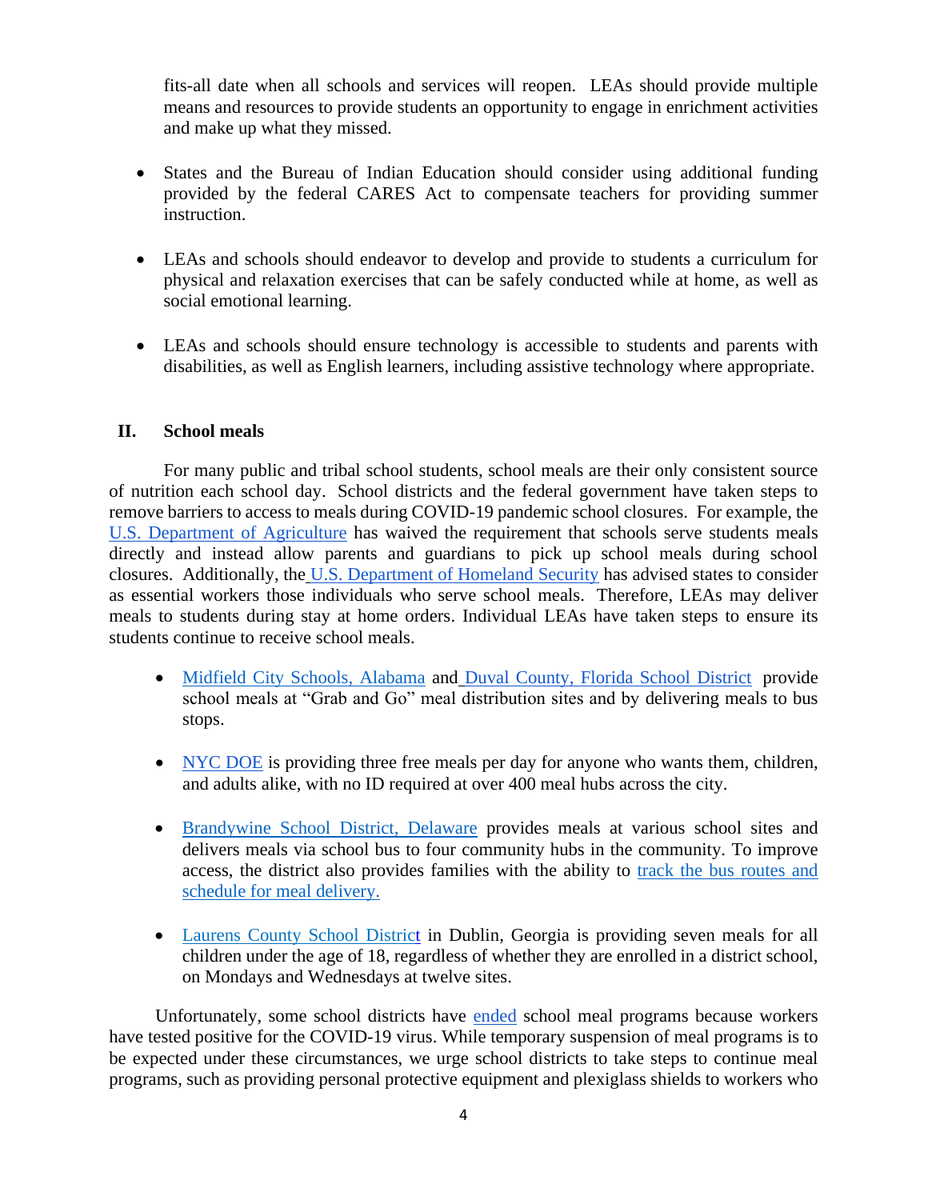fits-all date when all schools and services will reopen. LEAs should provide multiple means and resources to provide students an opportunity to engage in enrichment activities and make up what they missed.

- States and the Bureau of Indian Education should consider using additional funding provided by the federal CARES Act to compensate teachers for providing summer instruction.

- LEAs and schools should endeavor to develop and provide to students a curriculum for physical and relaxation exercises that can be safely conducted while at home, as well as social emotional learning.

- LEAs and schools should ensure technology is accessible to students and parents with disabilities, as well as English learners, including assistive technology where appropriate.

## II. School meals

For many public and tribal school students, school meals are their only consistent source of nutrition each school day. School districts and the federal government have taken steps to remove barriers to access to meals during COVID-19 pandemic school closures. For example, the U.S. Department of Agriculture has waived the requirement that schools serve students meals directly and instead allow parents and guardians to pick up school meals during school closures. Additionally, the U.S. Department of Homeland Security has advised states to consider as essential workers those individuals who serve school meals. Therefore, LEAs may deliver meals to students during stay at home orders. Individual LEAs have taken steps to ensure its students continue to receive school meals.

- Midfield City Schools, Alabama and Duval County, Florida School District provide school meals at "Grab and Go" meal distribution sites and by delivering meals to bus stops.

- NYC DOE is providing three free meals per day for anyone who wants them, children, and adults alike, with no ID required at over 400 meal hubs across the city.

- Brandywine School District, Delaware provides meals at various school sites and delivers meals via school bus to four community hubs in the community. To improve access, the district also provides families with the ability to track the bus routes and schedule for meal delivery.

- Laurens County School District in Dublin, Georgia is providing seven meals for all children under the age of 18, regardless of whether they are enrolled in a district school, on Mondays and Wednesdays at twelve sites.

Unfortunately, some school districts have ended school meal programs because workers have tested positive for the COVID-19 virus. While temporary suspension of meal programs is to be expected under these circumstances, we urge school districts to take steps to continue meal programs, such as providing personal protective equipment and plexiglass shields to workers who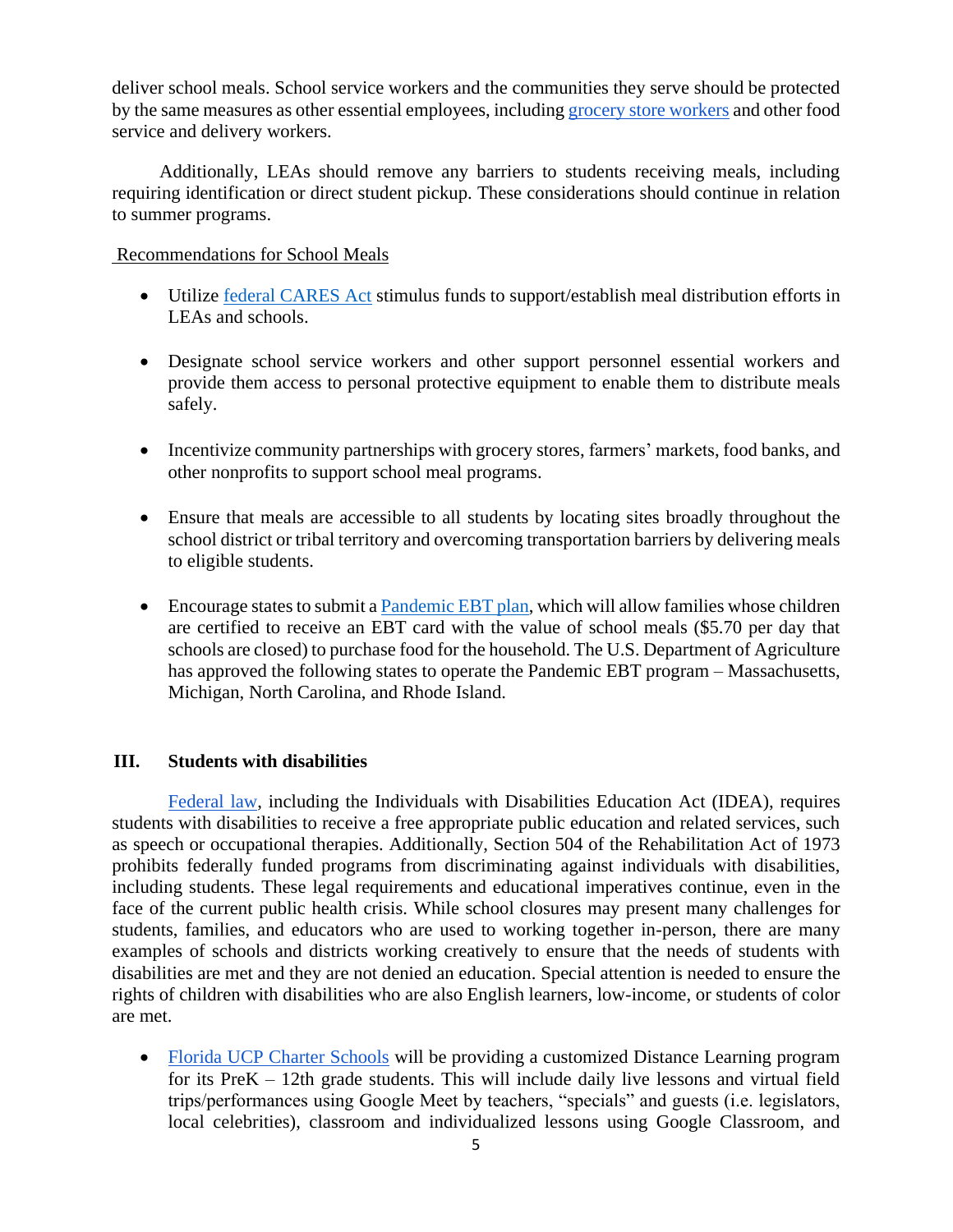deliver school meals. School service workers and the communities they serve should be protected by the same measures as other essential employees, including grocery store workers and other food service and delivery workers.

Additionally, LEAs should remove any barriers to students receiving meals, including requiring identification or direct student pickup. These considerations should continue in relation to summer programs.

Recommendations for School Meals

- Utilize federal CARES Act stimulus funds to support/establish meal distribution efforts in LEAs and schools.
- Designate school service workers and other support personnel essential workers and provide them access to personal protective equipment to enable them to distribute meals safely.
- Incentivize community partnerships with grocery stores, farmers' markets, food banks, and other nonprofits to support school meal programs.
- Ensure that meals are accessible to all students by locating sites broadly throughout the school district or tribal territory and overcoming transportation barriers by delivering meals to eligible students.
- Encourage states to submit a Pandemic EBT plan, which will allow families whose children are certified to receive an EBT card with the value of school meals ($5.70 per day that schools are closed) to purchase food for the household. The U.S. Department of Agriculture has approved the following states to operate the Pandemic EBT program – Massachusetts, Michigan, North Carolina, and Rhode Island.

## III. Students with disabilities

Federal law, including the Individuals with Disabilities Education Act (IDEA), requires students with disabilities to receive a free appropriate public education and related services, such as speech or occupational therapies. Additionally, Section 504 of the Rehabilitation Act of 1973 prohibits federally funded programs from discriminating against individuals with disabilities, including students. These legal requirements and educational imperatives continue, even in the face of the current public health crisis. While school closures may present many challenges for students, families, and educators who are used to working together in-person, there are many examples of schools and districts working creatively to ensure that the needs of students with disabilities are met and they are not denied an education. Special attention is needed to ensure the rights of children with disabilities who are also English learners, low-income, or students of color are met.

- Florida UCP Charter Schools will be providing a customized Distance Learning program for its PreK – 12th grade students. This will include daily live lessons and virtual field trips/performances using Google Meet by teachers, "specials" and guests (i.e. legislators, local celebrities), classroom and individualized lessons using Google Classroom, and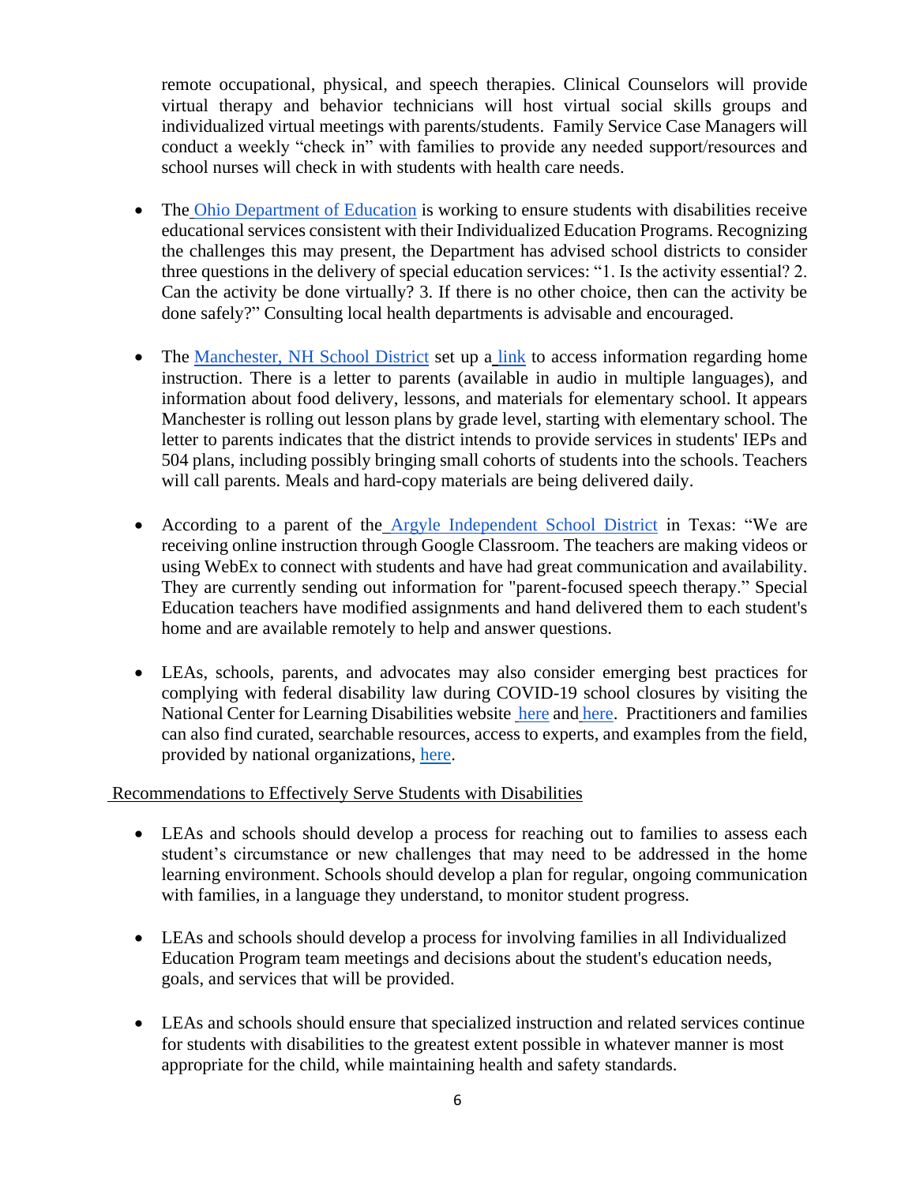remote occupational, physical, and speech therapies. Clinical Counselors will provide virtual therapy and behavior technicians will host virtual social skills groups and individualized virtual meetings with parents/students. Family Service Case Managers will conduct a weekly "check in" with families to provide any needed support/resources and school nurses will check in with students with health care needs.

- The Ohio Department of Education is working to ensure students with disabilities receive educational services consistent with their Individualized Education Programs. Recognizing the challenges this may present, the Department has advised school districts to consider three questions in the delivery of special education services: "1. Is the activity essential? 2. Can the activity be done virtually? 3. If there is no other choice, then can the activity be done safely?" Consulting local health departments is advisable and encouraged.

- The Manchester, NH School District set up a link to access information regarding home instruction. There is a letter to parents (available in audio in multiple languages), and information about food delivery, lessons, and materials for elementary school. It appears Manchester is rolling out lesson plans by grade level, starting with elementary school. The letter to parents indicates that the district intends to provide services in students' IEPs and 504 plans, including possibly bringing small cohorts of students into the schools. Teachers will call parents. Meals and hard-copy materials are being delivered daily.

- According to a parent of the Argyle Independent School District in Texas: "We are receiving online instruction through Google Classroom. The teachers are making videos or using WebEx to connect with students and have had great communication and availability. They are currently sending out information for "parent-focused speech therapy." Special Education teachers have modified assignments and hand delivered them to each student's home and are available remotely to help and answer questions.

- LEAs, schools, parents, and advocates may also consider emerging best practices for complying with federal disability law during COVID-19 school closures by visiting the National Center for Learning Disabilities website here and here. Practitioners and families can also find curated, searchable resources, access to experts, and examples from the field, provided by national organizations, here.

Recommendations to Effectively Serve Students with Disabilities

- LEAs and schools should develop a process for reaching out to families to assess each student's circumstance or new challenges that may need to be addressed in the home learning environment. Schools should develop a plan for regular, ongoing communication with families, in a language they understand, to monitor student progress.

- LEAs and schools should develop a process for involving families in all Individualized Education Program team meetings and decisions about the student's education needs, goals, and services that will be provided.

- LEAs and schools should ensure that specialized instruction and related services continue for students with disabilities to the greatest extent possible in whatever manner is most appropriate for the child, while maintaining health and safety standards.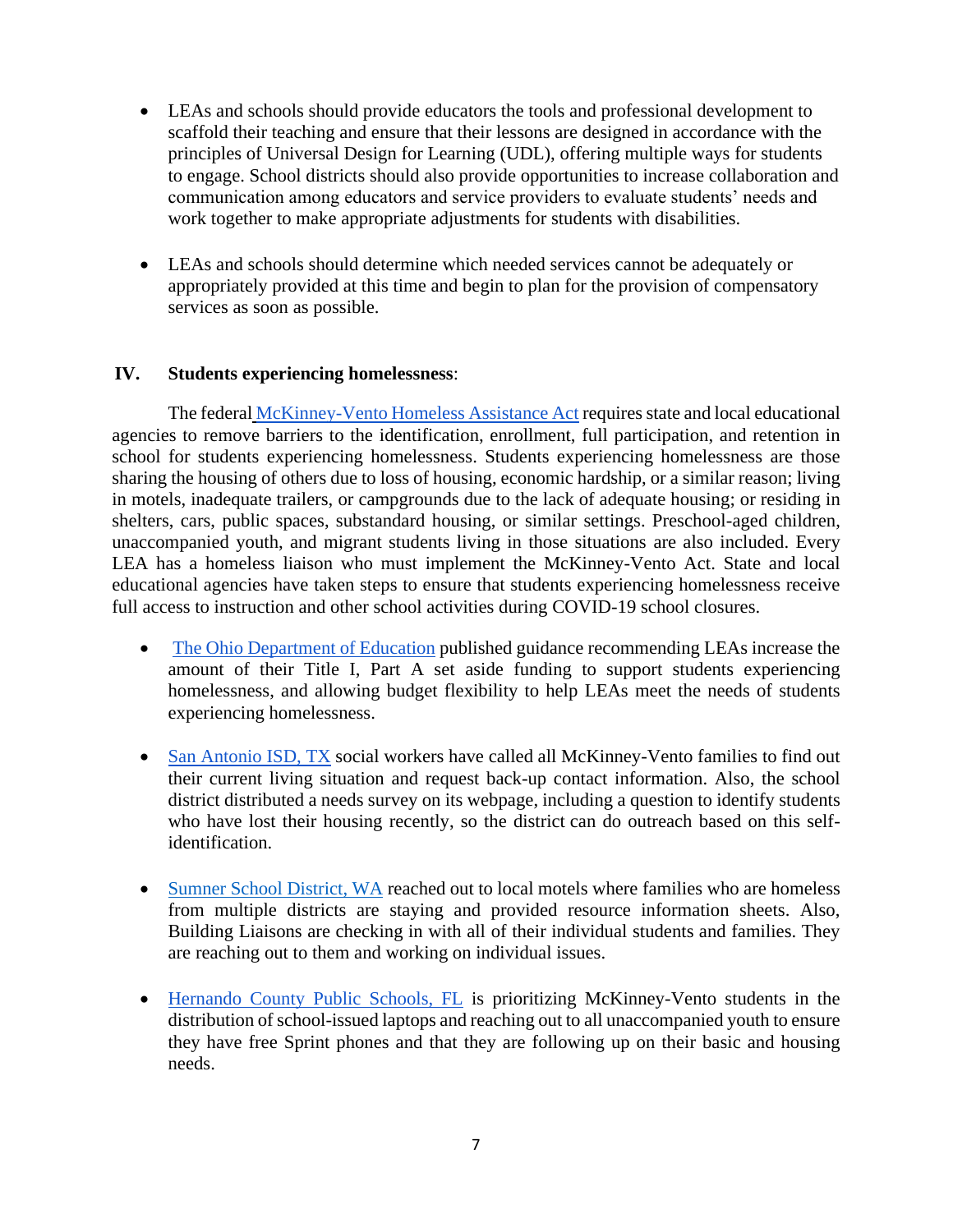- LEAs and schools should provide educators the tools and professional development to scaffold their teaching and ensure that their lessons are designed in accordance with the principles of Universal Design for Learning (UDL), offering multiple ways for students to engage. School districts should also provide opportunities to increase collaboration and communication among educators and service providers to evaluate students' needs and work together to make appropriate adjustments for students with disabilities.

- LEAs and schools should determine which needed services cannot be adequately or appropriately provided at this time and begin to plan for the provision of compensatory services as soon as possible.

## IV. Students experiencing homelessness:

The federal McKinney-Vento Homeless Assistance Act requires state and local educational agencies to remove barriers to the identification, enrollment, full participation, and retention in school for students experiencing homelessness. Students experiencing homelessness are those sharing the housing of others due to loss of housing, economic hardship, or a similar reason; living in motels, inadequate trailers, or campgrounds due to the lack of adequate housing; or residing in shelters, cars, public spaces, substandard housing, or similar settings. Preschool-aged children, unaccompanied youth, and migrant students living in those situations are also included. Every LEA has a homeless liaison who must implement the McKinney-Vento Act. State and local educational agencies have taken steps to ensure that students experiencing homelessness receive full access to instruction and other school activities during COVID-19 school closures.

- The Ohio Department of Education published guidance recommending LEAs increase the amount of their Title I, Part A set aside funding to support students experiencing homelessness, and allowing budget flexibility to help LEAs meet the needs of students experiencing homelessness.

- San Antonio ISD, TX social workers have called all McKinney-Vento families to find out their current living situation and request back-up contact information. Also, the school district distributed a needs survey on its webpage, including a question to identify students who have lost their housing recently, so the district can do outreach based on this self-identification.

- Sumner School District, WA reached out to local motels where families who are homeless from multiple districts are staying and provided resource information sheets. Also, Building Liaisons are checking in with all of their individual students and families. They are reaching out to them and working on individual issues.

- Hernando County Public Schools, FL is prioritizing McKinney-Vento students in the distribution of school-issued laptops and reaching out to all unaccompanied youth to ensure they have free Sprint phones and that they are following up on their basic and housing needs.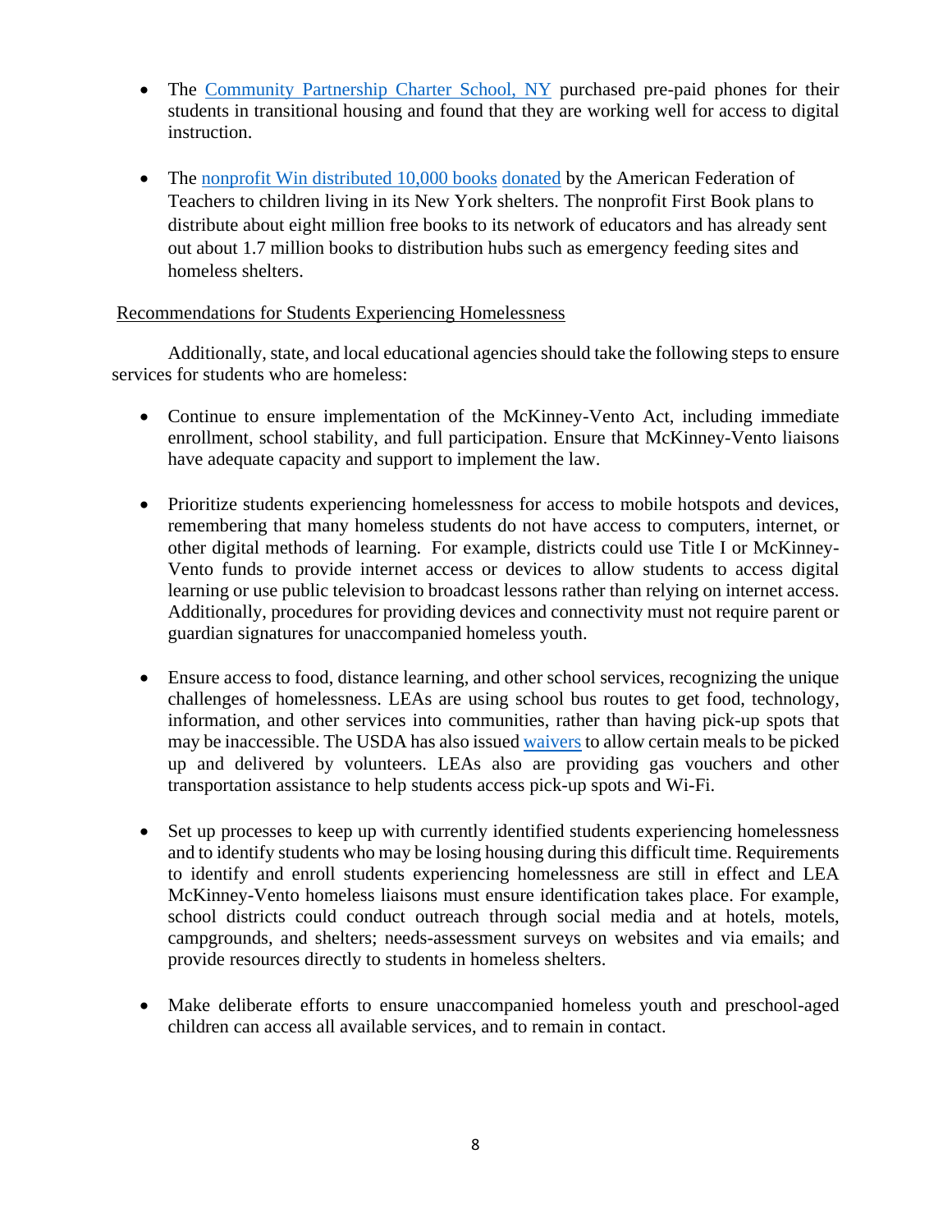- The Community Partnership Charter School, NY purchased pre-paid phones for their students in transitional housing and found that they are working well for access to digital instruction.

- The nonprofit Win distributed 10,000 books donated by the American Federation of Teachers to children living in its New York shelters. The nonprofit First Book plans to distribute about eight million free books to its network of educators and has already sent out about 1.7 million books to distribution hubs such as emergency feeding sites and homeless shelters.

Recommendations for Students Experiencing Homelessness

Additionally, state, and local educational agencies should take the following steps to ensure services for students who are homeless:

- Continue to ensure implementation of the McKinney-Vento Act, including immediate enrollment, school stability, and full participation. Ensure that McKinney-Vento liaisons have adequate capacity and support to implement the law.

- Prioritize students experiencing homelessness for access to mobile hotspots and devices, remembering that many homeless students do not have access to computers, internet, or other digital methods of learning. For example, districts could use Title I or McKinney-Vento funds to provide internet access or devices to allow students to access digital learning or use public television to broadcast lessons rather than relying on internet access. Additionally, procedures for providing devices and connectivity must not require parent or guardian signatures for unaccompanied homeless youth.

- Ensure access to food, distance learning, and other school services, recognizing the unique challenges of homelessness. LEAs are using school bus routes to get food, technology, information, and other services into communities, rather than having pick-up spots that may be inaccessible. The USDA has also issued waivers to allow certain meals to be picked up and delivered by volunteers. LEAs also are providing gas vouchers and other transportation assistance to help students access pick-up spots and Wi-Fi.

- Set up processes to keep up with currently identified students experiencing homelessness and to identify students who may be losing housing during this difficult time. Requirements to identify and enroll students experiencing homelessness are still in effect and LEA McKinney-Vento homeless liaisons must ensure identification takes place. For example, school districts could conduct outreach through social media and at hotels, motels, campgrounds, and shelters; needs-assessment surveys on websites and via emails; and provide resources directly to students in homeless shelters.

- Make deliberate efforts to ensure unaccompanied homeless youth and preschool-aged children can access all available services, and to remain in contact.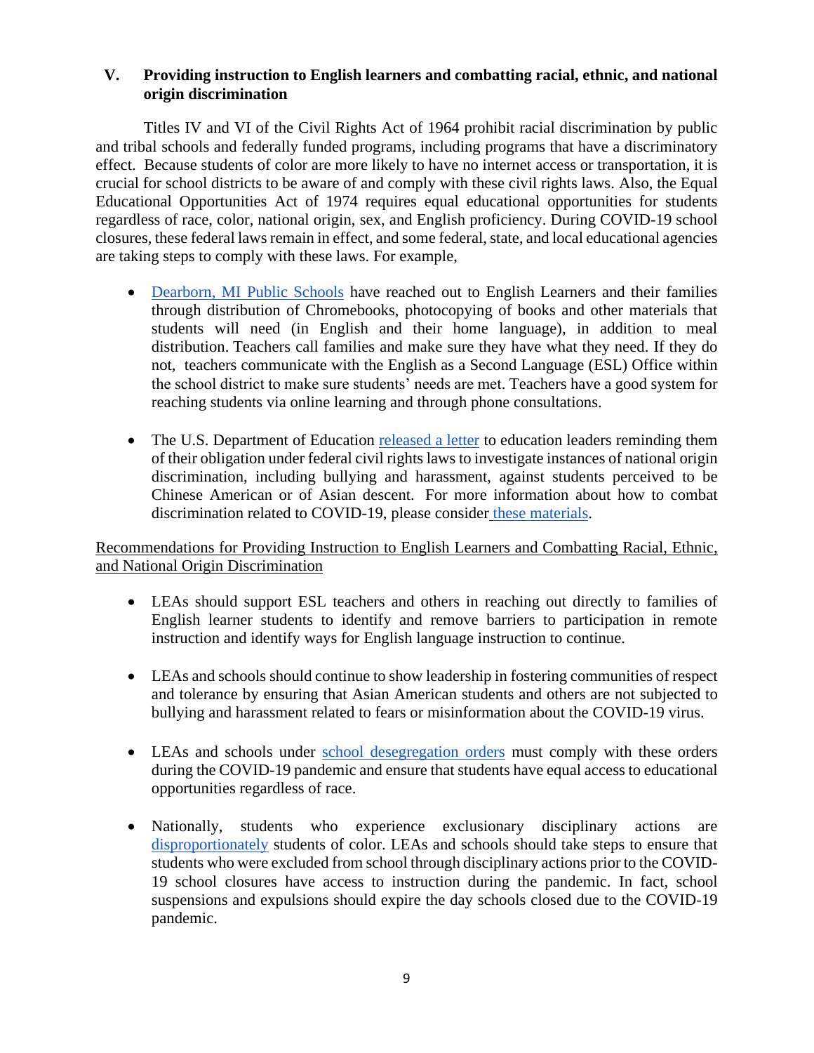## V. Providing instruction to English learners and combatting racial, ethnic, and national origin discrimination

Titles IV and VI of the Civil Rights Act of 1964 prohibit racial discrimination by public and tribal schools and federally funded programs, including programs that have a discriminatory effect. Because students of color are more likely to have no internet access or transportation, it is crucial for school districts to be aware of and comply with these civil rights laws. Also, the Equal Educational Opportunities Act of 1974 requires equal educational opportunities for students regardless of race, color, national origin, sex, and English proficiency. During COVID-19 school closures, these federal laws remain in effect, and some federal, state, and local educational agencies are taking steps to comply with these laws. For example,

- Dearborn, MI Public Schools have reached out to English Learners and their families through distribution of Chromebooks, photocopying of books and other materials that students will need (in English and their home language), in addition to meal distribution. Teachers call families and make sure they have what they need. If they do not, teachers communicate with the English as a Second Language (ESL) Office within the school district to make sure students' needs are met. Teachers have a good system for reaching students via online learning and through phone consultations.

- The U.S. Department of Education released a letter to education leaders reminding them of their obligation under federal civil rights laws to investigate instances of national origin discrimination, including bullying and harassment, against students perceived to be Chinese American or of Asian descent. For more information about how to combat discrimination related to COVID-19, please consider these materials.

Recommendations for Providing Instruction to English Learners and Combatting Racial, Ethnic, and National Origin Discrimination

- LEAs should support ESL teachers and others in reaching out directly to families of English learner students to identify and remove barriers to participation in remote instruction and identify ways for English language instruction to continue.

- LEAs and schools should continue to show leadership in fostering communities of respect and tolerance by ensuring that Asian American students and others are not subjected to bullying and harassment related to fears or misinformation about the COVID-19 virus.

- LEAs and schools under school desegregation orders must comply with these orders during the COVID-19 pandemic and ensure that students have equal access to educational opportunities regardless of race.

- Nationally, students who experience exclusionary disciplinary actions are disproportionately students of color. LEAs and schools should take steps to ensure that students who were excluded from school through disciplinary actions prior to the COVID-19 school closures have access to instruction during the pandemic. In fact, school suspensions and expulsions should expire the day schools closed due to the COVID-19 pandemic.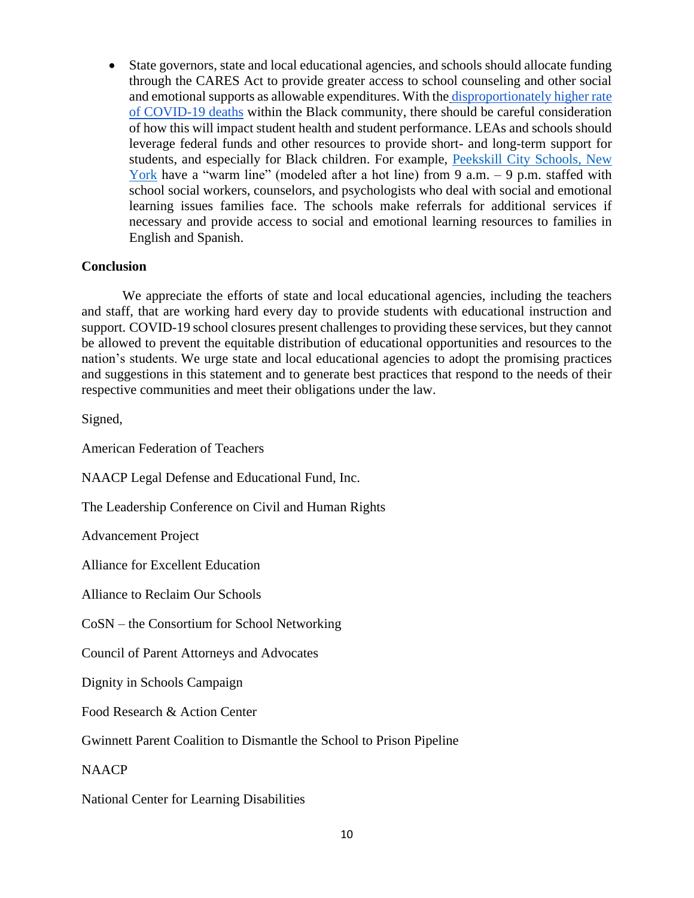- State governors, state and local educational agencies, and schools should allocate funding through the CARES Act to provide greater access to school counseling and other social and emotional supports as allowable expenditures. With the disproportionately higher rate of COVID-19 deaths within the Black community, there should be careful consideration of how this will impact student health and student performance. LEAs and schools should leverage federal funds and other resources to provide short- and long-term support for students, and especially for Black children. For example, Peekskill City Schools, New York have a "warm line" (modeled after a hot line) from 9 a.m. – 9 p.m. staffed with school social workers, counselors, and psychologists who deal with social and emotional learning issues families face. The schools make referrals for additional services if necessary and provide access to social and emotional learning resources to families in English and Spanish.

**Conclusion**

We appreciate the efforts of state and local educational agencies, including the teachers and staff, that are working hard every day to provide students with educational instruction and support. COVID-19 school closures present challenges to providing these services, but they cannot be allowed to prevent the equitable distribution of educational opportunities and resources to the nation's students. We urge state and local educational agencies to adopt the promising practices and suggestions in this statement and to generate best practices that respond to the needs of their respective communities and meet their obligations under the law.

Signed,

American Federation of Teachers

NAACP Legal Defense and Educational Fund, Inc.

The Leadership Conference on Civil and Human Rights

Advancement Project

Alliance for Excellent Education

Alliance to Reclaim Our Schools

CoSN – the Consortium for School Networking

Council of Parent Attorneys and Advocates

Dignity in Schools Campaign

Food Research & Action Center

Gwinnett Parent Coalition to Dismantle the School to Prison Pipeline

NAACP

National Center for Learning Disabilities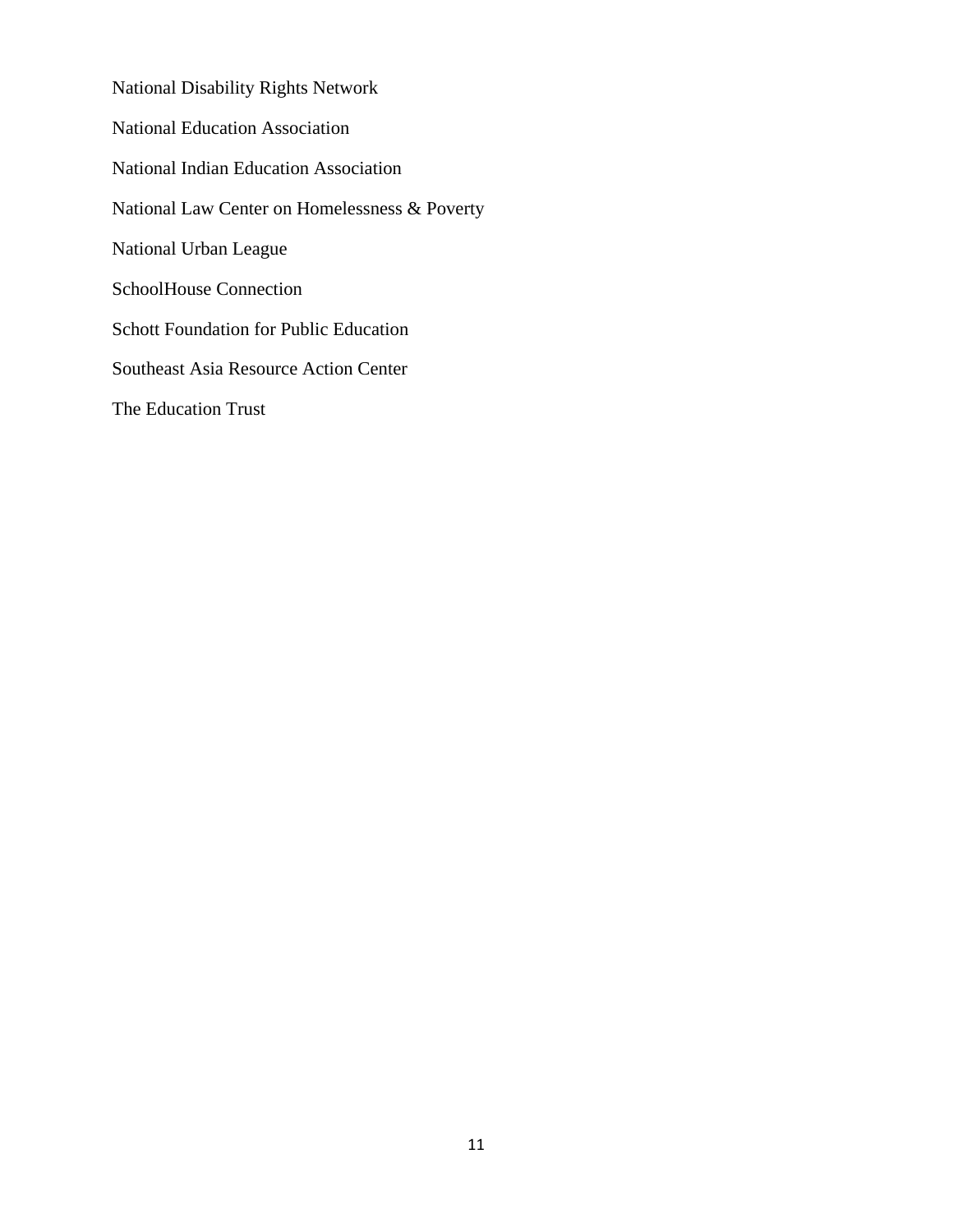National Disability Rights Network

National Education Association

National Indian Education Association

National Law Center on Homelessness & Poverty

National Urban League

SchoolHouse Connection

Schott Foundation for Public Education

Southeast Asia Resource Action Center

The Education Trust